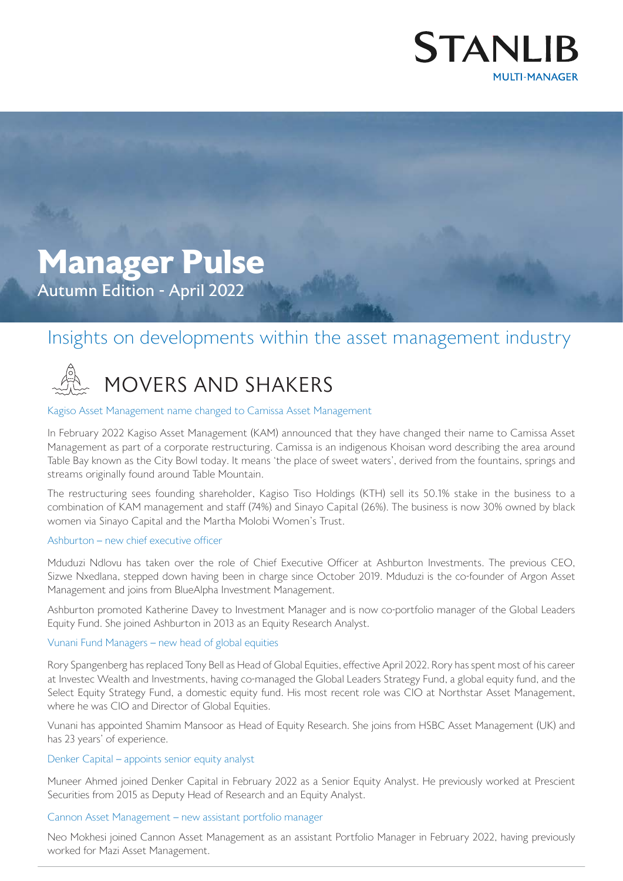STANLIB MULTI-MANAGER

# Manager Pulse

Autumn Edition - April 2022

## Insights on developments within the asset management industry

## MOVERS AND SHAKERS

### Kagiso Asset Management name changed to Camissa Asset Management

In February 2022 Kagiso Asset Management (KAM) announced that they have changed their name to Camissa Asset Management as part of a corporate restructuring. Camissa is an indigenous Khoisan word describing the area around Table Bay known as the City Bowl today. It means 'the place of sweet waters', derived from the fountains, springs and streams originally found around Table Mountain.

The restructuring sees founding shareholder, Kagiso Tiso Holdings (KTH) sell its 50.1% stake in the business to a combination of KAM management and staff (74%) and Sinayo Capital (26%). The business is now 30% owned by black women via Sinayo Capital and the Martha Molobi Women's Trust.

### Ashburton – new chief executive officer

Mduduzi Ndlovu has taken over the role of Chief Executive Officer at Ashburton Investments. The previous CEO, Sizwe Nxedlana, stepped down having been in charge since October 2019. Mduduzi is the co-founder of Argon Asset Management and joins from BlueAlpha Investment Management.

Ashburton promoted Katherine Davey to Investment Manager and is now co-portfolio manager of the Global Leaders Equity Fund. She joined Ashburton in 2013 as an Equity Research Analyst.

### Vunani Fund Managers – new head of global equities

Rory Spangenberg has replaced Tony Bell as Head of Global Equities, effective April 2022. Rory has spent most of his career at Investec Wealth and Investments, having co-managed the Global Leaders Strategy Fund, a global equity fund, and the Select Equity Strategy Fund, a domestic equity fund. His most recent role was CIO at Northstar Asset Management, where he was CIO and Director of Global Equities.

Vunani has appointed Shamim Mansoor as Head of Equity Research. She joins from HSBC Asset Management (UK) and has 23 years' of experience.

### Denker Capital – appoints senior equity analyst

Muneer Ahmed joined Denker Capital in February 2022 as a Senior Equity Analyst. He previously worked at Prescient Securities from 2015 as Deputy Head of Research and an Equity Analyst.

### Cannon Asset Management – new assistant portfolio manager

Neo Mokhesi joined Cannon Asset Management as an assistant Portfolio Manager in February 2022, having previously worked for Mazi Asset Management.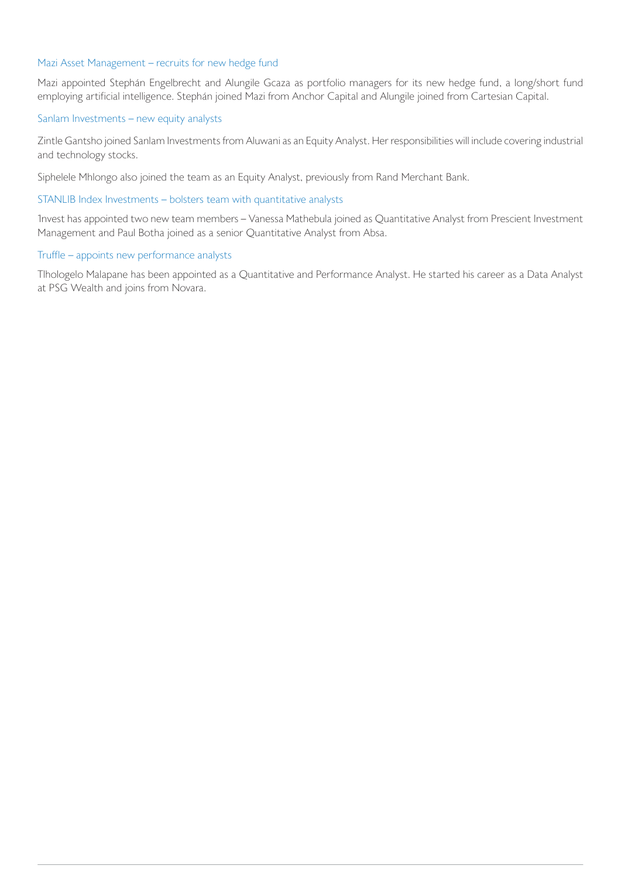### Mazi Asset Management – recruits for new hedge fund

Mazi appointed Stephán Engelbrecht and Alungile Gcaza as portfolio managers for its new hedge fund, a long/short fund employing artificial intelligence. Stephán joined Mazi from Anchor Capital and Alungile joined from Cartesian Capital.

### Sanlam Investments – new equity analysts

Zintle Gantsho joined Sanlam Investments from Aluwani as an Equity Analyst. Her responsibilities will include covering industrial and technology stocks.

Siphelele Mhlongo also joined the team as an Equity Analyst, previously from Rand Merchant Bank.

### STANLIB Index Investments – bolsters team with quantitative analysts

1nvest has appointed two new team members – Vanessa Mathebula joined as Quantitative Analyst from Prescient Investment Management and Paul Botha joined as a senior Quantitative Analyst from Absa.

### Truffle – appoints new performance analysts

Tlhologelo Malapane has been appointed as a Quantitative and Performance Analyst. He started his career as a Data Analyst at PSG Wealth and joins from Novara.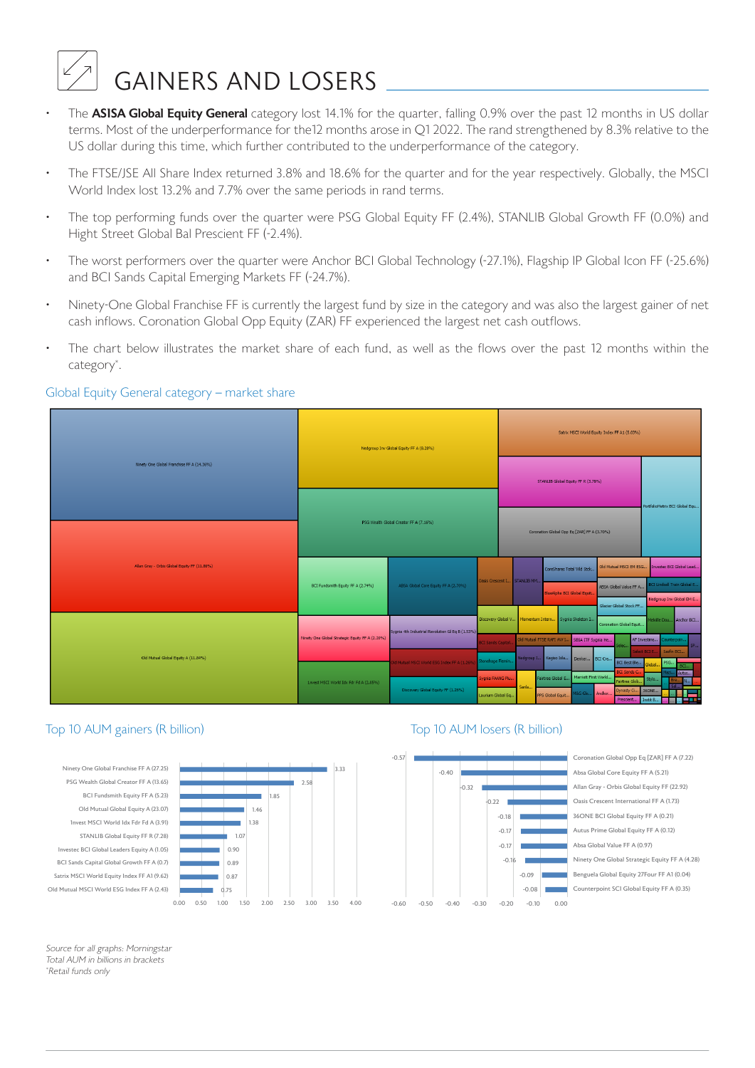# GAINERS AND LOSERS

- The **ASISA Global Equity General** category lost 14.1% for the quarter, falling 0.9% over the past 12 months in US dollar terms. Most of the underperformance for the12 months arose in Q1 2022. The rand strengthened by 8.3% relative to the US dollar during this time, which further contributed to the underperformance of the category.
- The FTSE/JSE All Share Index returned 3.8% and 18.6% for the quarter and for the year respectively. Globally, the MSCI World Index lost 13.2% and 7.7% over the same periods in rand terms.
- The top performing funds over the quarter were PSG Global Equity FF (2.4%), STANLIB Global Growth FF (0.0%) and Hight Street Global Bal Prescient FF (-2.4%).
- The worst performers over the quarter were Anchor BCI Global Technology (-27.1%), Flagship IP Global Icon FF (-25.6%) and BCI Sands Capital Emerging Markets FF (-24.7%).
- Ninety-One Global Franchise FF is currently the largest fund by size in the category and was also the largest gainer of net cash inflows. Coronation Global Opp Equity (ZAR) FF experienced the largest net cash outflows.
- The chart below illustrates the market share of each fund, as well as the flows over the past 12 months within the category*.

## Global Equity General category – market share

| Fund | Market share |
|---|---|
| Ninety One Global Franchise FF A | 14.36% |
| Allan Gray - Orbis Global Equity FF | 11.86% |
| Old Mutual Global Equity A | 11.84% |
| Nedgroup Inv Global Equity FF A | 8.28% |
| PSG Wealth Global Creator FF A | 7.16% |
| Satrix MSCI World Equity Index FF A1 | 5.03% |
| STANLIB Global Equity FF R | 3.78% |
| Coronation Global Opp Eq [ZAR] FF A | 3.70% |
| BCI Fundsmith Equity FF A | 2.74% |
| ABSA Global Core Equity FF A | 2.70% |
| Ninety One Global Strategic Equity FF A | 2.26% |
| Sygnia 4th Industrial Revolution Gl Eq B | 1.53% |
| Invest MSCI World Idx Fdr Fd A | 2.05% |
| Old Mutual MSCI World ESG Index FF A | 1.26% |
| Discovery Global Equity FF | 1.26% |

## Top 10 AUM gainers (R billion)

| Fund (Total AUM) | Gain |
|---|---|
| Ninety One Global Franchise FF A (27.25) | 3.33 |
| PSG Wealth Global Creator FF A (13.65) | 2.58 |
| BCI Fundsmith Equity FF A (5.23) | 1.85 |
| Old Mutual Global Equity A (23.07) | 1.46 |
| Invest MSCI World Idx Fdr Fd A (3.91) | 1.38 |
| STANLIB Global Equity FF R (7.28) | 1.07 |
| Investec BCI Global Leaders Equity A (1.05) | 0.90 |
| BCI Sands Capital Global Growth FF A (0.7) | 0.89 |
| Satrix MSCI World Equity Index FF A1 (9.62) | 0.87 |
| Old Mutual MSCI World ESG Index FF A (2.43) | 0.75 |

## Top 10 AUM losers (R billion)

| Fund (Total AUM) | Loss |
|---|---|
| Coronation Global Opp Eq [ZAR] FF A (7.22) | -0.57 |
| Absa Global Core Equity FF A (5.21) | -0.40 |
| Allan Gray - Orbis Global Equity FF (22.92) | -0.32 |
| Oasis Crescent International FF A (1.73) | -0.22 |
| 36ONE BCI Global Equity FF A (0.21) | -0.18 |
| Autus Prime Global Equity FF A (0.12) | -0.17 |
| Absa Global Value FF A (0.97) | -0.17 |
| Ninety One Global Strategic Equity FF A (4.28) | -0.16 |
| Benguela Global Equity 27Four FF A1 (0.04) | -0.09 |
| Counterpoint SCI Global Equity FF A (0.35) | -0.08 |

*Source for all graphs: Morningstar*
*Total AUM in billions in brackets*
*\*Retail funds only*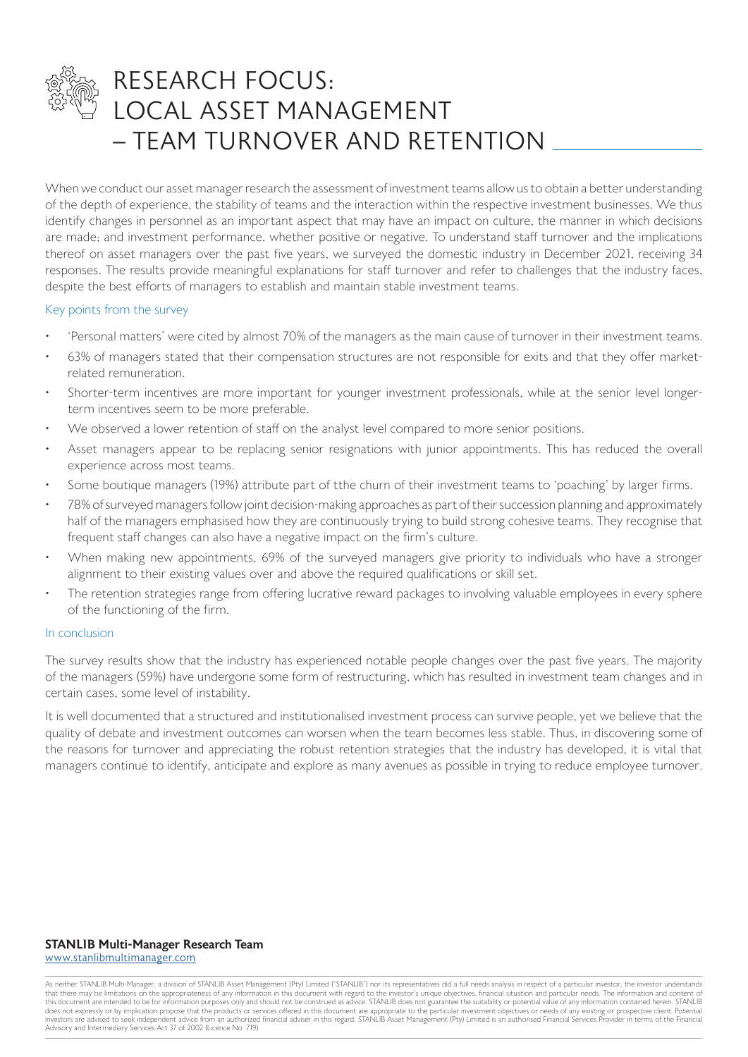# RESEARCH FOCUS: LOCAL ASSET MANAGEMENT – TEAM TURNOVER AND RETENTION

When we conduct our asset manager research the assessment of investment teams allow us to obtain a better understanding of the depth of experience, the stability of teams and the interaction within the respective investment businesses. We thus identify changes in personnel as an important aspect that may have an impact on culture, the manner in which decisions are made; and investment performance, whether positive or negative. To understand staff turnover and the implications thereof on asset managers over the past five years, we surveyed the domestic industry in December 2021, receiving 34 responses. The results provide meaningful explanations for staff turnover and refer to challenges that the industry faces, despite the best efforts of managers to establish and maintain stable investment teams.

### Key points from the survey

- 'Personal matters' were cited by almost 70% of the managers as the main cause of turnover in their investment teams.
- 63% of managers stated that their compensation structures are not responsible for exits and that they offer market-related remuneration.
- Shorter-term incentives are more important for younger investment professionals, while at the senior level longer-term incentives seem to be more preferable.
- We observed a lower retention of staff on the analyst level compared to more senior positions.
- Asset managers appear to be replacing senior resignations with junior appointments. This has reduced the overall experience across most teams.
- Some boutique managers (19%) attribute part of tthe churn of their investment teams to 'poaching' by larger firms.
- 78% of surveyed managers follow joint decision-making approaches as part of their succession planning and approximately half of the managers emphasised how they are continuously trying to build strong cohesive teams. They recognise that frequent staff changes can also have a negative impact on the firm's culture.
- When making new appointments, 69% of the surveyed managers give priority to individuals who have a stronger alignment to their existing values over and above the required qualifications or skill set.
- The retention strategies range from offering lucrative reward packages to involving valuable employees in every sphere of the functioning of the firm.

### In conclusion

The survey results show that the industry has experienced notable people changes over the past five years. The majority of the managers (59%) have undergone some form of restructuring, which has resulted in investment team changes and in certain cases, some level of instability.

It is well documented that a structured and institutionalised investment process can survive people, yet we believe that the quality of debate and investment outcomes can worsen when the team becomes less stable. Thus, in discovering some of the reasons for turnover and appreciating the robust retention strategies that the industry has developed, it is vital that managers continue to identify, anticipate and explore as many avenues as possible in trying to reduce employee turnover.

**STANLIB Multi-Manager Research Team**
www.stanlibmultimanager.com

As neither STANLIB Multi-Manager, a division of STANLIB Asset Management (Pty) Limited ("STANLIB") nor its representatives did a full needs analysis in respect of a particular investor, the investor understands that there may be limitations on the appropriateness of any information in this document with regard to the investor's unique objectives, financial situation and particular needs. The information and content of this document are intended to be for information purposes only and should not be construed as advice. STANLIB does not guarantee the suitability or potential value of any information contained herein. STANLIB does not expressly or by implication propose that the products or services offered in this document are appropriate to the particular investment objectives or needs of any existing or prospective client. Potential investors are advised to seek independent advice from an authorized financial adviser in this regard. STANLIB Asset Management (Pty) Limited is an authorised Financial Services Provider in terms of the Financial Advisory and Intermediary Services Act 37 of 2002 (Licence No. 719).